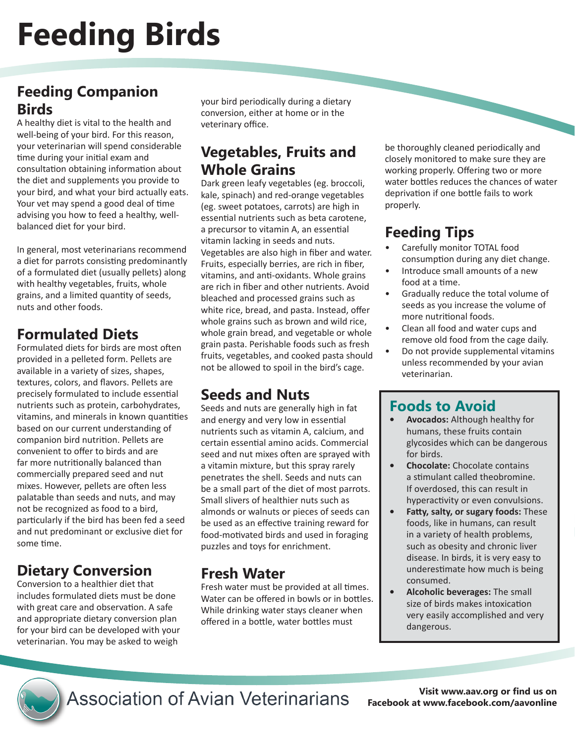# Feeding Birds

## Feeding Companion Birds

A healthy diet is vital to the health and well-being of your bird. For this reason, your veterinarian will spend considerable time during your initial exam and consultation obtaining information about the diet and supplements you provide to your bird, and what your bird actually eats. Your vet may spend a good deal of time advising you how to feed a healthy, well-balanced diet for your bird.

In general, most veterinarians recommend a diet for parrots consisting predominantly of a formulated diet (usually pellets) along with healthy vegetables, fruits, whole grains, and a limited quantity of seeds, nuts and other foods.

## Formulated Diets

Formulated diets for birds are most often provided in a pelleted form. Pellets are available in a variety of sizes, shapes, textures, colors, and flavors. Pellets are precisely formulated to include essential nutrients such as protein, carbohydrates, vitamins, and minerals in known quantities based on our current understanding of companion bird nutrition. Pellets are convenient to offer to birds and are far more nutritionally balanced than commercially prepared seed and nut mixes. However, pellets are often less palatable than seeds and nuts, and may not be recognized as food to a bird, particularly if the bird has been fed a seed and nut predominant or exclusive diet for some time.

## Dietary Conversion

Conversion to a healthier diet that includes formulated diets must be done with great care and observation. A safe and appropriate dietary conversion plan for your bird can be developed with your veterinarian. You may be asked to weigh your bird periodically during a dietary conversion, either at home or in the veterinary office.

## Vegetables, Fruits and Whole Grains

Dark green leafy vegetables (eg. broccoli, kale, spinach) and red-orange vegetables (eg. sweet potatoes, carrots) are high in essential nutrients such as beta carotene, a precursor to vitamin A, an essential vitamin lacking in seeds and nuts. Vegetables are also high in fiber and water. Fruits, especially berries, are rich in fiber, vitamins, and anti-oxidants. Whole grains are rich in fiber and other nutrients. Avoid bleached and processed grains such as white rice, bread, and pasta. Instead, offer whole grains such as brown and wild rice, whole grain bread, and vegetable or whole grain pasta. Perishable foods such as fresh fruits, vegetables, and cooked pasta should not be allowed to spoil in the bird's cage.

## Seeds and Nuts

Seeds and nuts are generally high in fat and energy and very low in essential nutrients such as vitamin A, calcium, and certain essential amino acids. Commercial seed and nut mixes often are sprayed with a vitamin mixture, but this spray rarely penetrates the shell. Seeds and nuts can be a small part of the diet of most parrots. Small slivers of healthier nuts such as almonds or walnuts or pieces of seeds can be used as an effective training reward for food-motivated birds and used in foraging puzzles and toys for enrichment.

## Fresh Water

Fresh water must be provided at all times. Water can be offered in bowls or in bottles. While drinking water stays cleaner when offered in a bottle, water bottles must be thoroughly cleaned periodically and closely monitored to make sure they are working properly. Offering two or more water bottles reduces the chances of water deprivation if one bottle fails to work properly.

## Feeding Tips

- Carefully monitor TOTAL food consumption during any diet change.
- Introduce small amounts of a new food at a time.
- Gradually reduce the total volume of seeds as you increase the volume of more nutritional foods.
- Clean all food and water cups and remove old food from the cage daily.
- Do not provide supplemental vitamins unless recommended by your avian veterinarian.

## Foods to Avoid

- **Avocados:** Although healthy for humans, these fruits contain glycosides which can be dangerous for birds.
- **Chocolate:** Chocolate contains a stimulant called theobromine. If overdosed, this can result in hyperactivity or even convulsions.
- **Fatty, salty, or sugary foods:** These foods, like in humans, can result in a variety of health problems, such as obesity and chronic liver disease. In birds, it is very easy to underestimate how much is being consumed.
- **Alcoholic beverages:** The small size of birds makes intoxication very easily accomplished and very dangerous.

Association of Avian Veterinarians

**Visit www.aav.org or find us on Facebook at www.facebook.com/aavonline**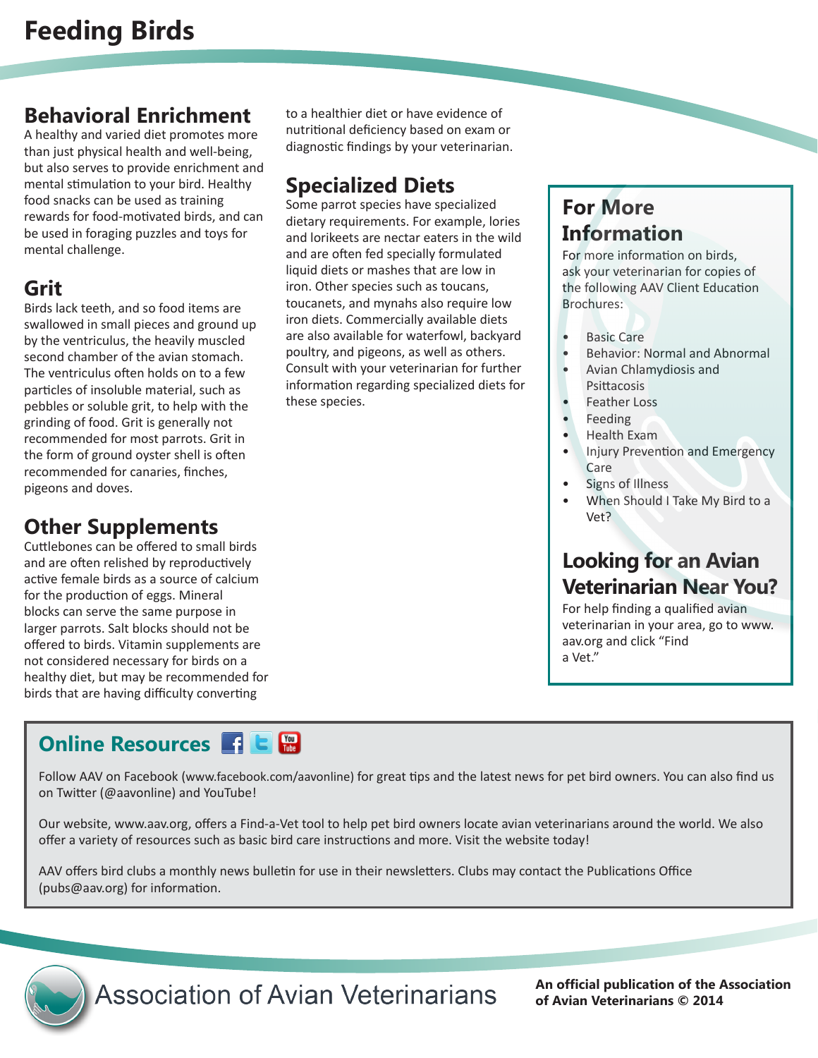# Feeding Birds

## Behavioral Enrichment

A healthy and varied diet promotes more than just physical health and well-being, but also serves to provide enrichment and mental stimulation to your bird. Healthy food snacks can be used as training rewards for food-motivated birds, and can be used in foraging puzzles and toys for mental challenge.

## Grit

Birds lack teeth, and so food items are swallowed in small pieces and ground up by the ventriculus, the heavily muscled second chamber of the avian stomach. The ventriculus often holds on to a few particles of insoluble material, such as pebbles or soluble grit, to help with the grinding of food. Grit is generally not recommended for most parrots. Grit in the form of ground oyster shell is often recommended for canaries, finches, pigeons and doves.

## Other Supplements

Cuttlebones can be offered to small birds and are often relished by reproductively active female birds as a source of calcium for the production of eggs. Mineral blocks can serve the same purpose in larger parrots. Salt blocks should not be offered to birds. Vitamin supplements are not considered necessary for birds on a healthy diet, but may be recommended for birds that are having difficulty converting to a healthier diet or have evidence of nutritional deficiency based on exam or diagnostic findings by your veterinarian.

## Specialized Diets

Some parrot species have specialized dietary requirements. For example, lories and lorikeets are nectar eaters in the wild and are often fed specially formulated liquid diets or mashes that are low in iron. Other species such as toucans, toucanets, and mynahs also require low iron diets. Commercially available diets are also available for waterfowl, backyard poultry, and pigeons, as well as others. Consult with your veterinarian for further information regarding specialized diets for these species.

## For More Information

For more information on birds, ask your veterinarian for copies of the following AAV Client Education Brochures:

- Basic Care
- Behavior: Normal and Abnormal
- Avian Chlamydiosis and Psittacosis
- Feather Loss
- Feeding
- Health Exam
- Injury Prevention and Emergency Care
- Signs of Illness
- When Should I Take My Bird to a Vet?

## Looking for an Avian Veterinarian Near You?

For help finding a qualified avian veterinarian in your area, go to www.aav.org and click "Find a Vet."

## Online Resources

Follow AAV on Facebook (www.facebook.com/aavonline) for great tips and the latest news for pet bird owners. You can also find us on Twitter (@aavonline) and YouTube!

Our website, www.aav.org, offers a Find-a-Vet tool to help pet bird owners locate avian veterinarians around the world. We also offer a variety of resources such as basic bird care instructions and more. Visit the website today!

AAV offers bird clubs a monthly news bulletin for use in their newsletters. Clubs may contact the Publications Office (pubs@aav.org) for information.

Association of Avian Veterinarians

**An official publication of the Association of Avian Veterinarians © 2014**